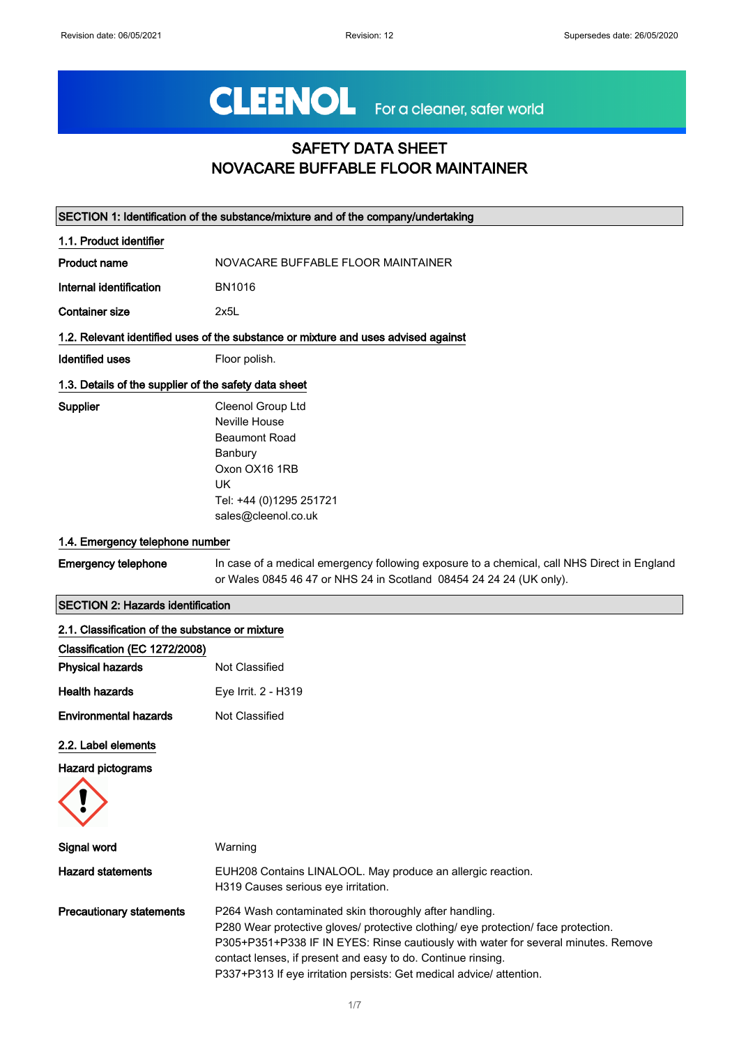CLEENOL For a cleaner, safer world

# SAFETY DATA SHEET
# NOVACARE BUFFABLE FLOOR MAINTAINER

## SECTION 1: Identification of the substance/mixture and of the company/undertaking

### 1.1. Product identifier

**Product name** NOVACARE BUFFABLE FLOOR MAINTAINER

**Internal identification** BN1016

**Container size** 2x5L

### 1.2. Relevant identified uses of the substance or mixture and uses advised against

**Identified uses** Floor polish.

### 1.3. Details of the supplier of the safety data sheet

**Supplier**
Cleenol Group Ltd
Neville House
Beaumont Road
Banbury
Oxon OX16 1RB
UK
Tel: +44 (0)1295 251721
sales@cleenol.co.uk

### 1.4. Emergency telephone number

**Emergency telephone** In case of a medical emergency following exposure to a chemical, call NHS Direct in England or Wales 0845 46 47 or NHS 24 in Scotland 08454 24 24 24 (UK only).

## SECTION 2: Hazards identification

### 2.1. Classification of the substance or mixture

**Classification (EC 1272/2008)**

**Physical hazards** Not Classified

**Health hazards** Eye Irrit. 2 - H319

**Environmental hazards** Not Classified

### 2.2. Label elements

**Hazard pictograms**

**Signal word** Warning

**Hazard statements**
EUH208 Contains LINALOOL. May produce an allergic reaction.
H319 Causes serious eye irritation.

**Precautionary statements**
P264 Wash contaminated skin thoroughly after handling.
P280 Wear protective gloves/ protective clothing/ eye protection/ face protection.
P305+P351+P338 IF IN EYES: Rinse cautiously with water for several minutes. Remove contact lenses, if present and easy to do. Continue rinsing.
P337+P313 If eye irritation persists: Get medical advice/ attention.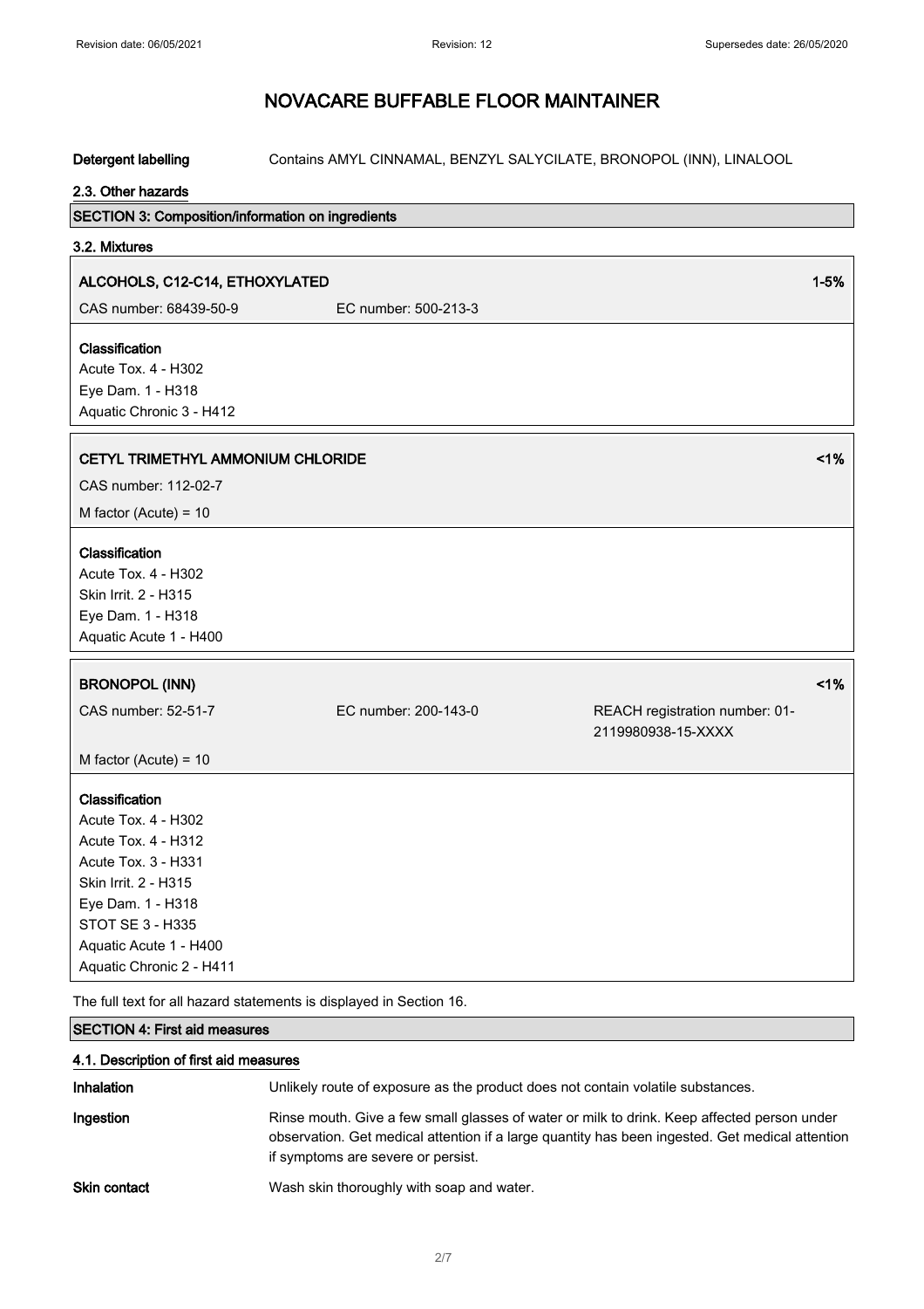# NOVACARE BUFFABLE FLOOR MAINTAINER

**Detergent labelling** Contains AMYL CINNAMAL, BENZYL SALYCILATE, BRONOPOL (INN), LINALOOL

### 2.3. Other hazards

## SECTION 3: Composition/information on ingredients

### 3.2. Mixtures

**ALCOHOLS, C12-C14, ETHOXYLATED** 1-5%

CAS number: 68439-50-9 EC number: 500-213-3

**Classification**
Acute Tox. 4 - H302
Eye Dam. 1 - H318
Aquatic Chronic 3 - H412

**CETYL TRIMETHYL AMMONIUM CHLORIDE** <1%

CAS number: 112-02-7

M factor (Acute) = 10

**Classification**
Acute Tox. 4 - H302
Skin Irrit. 2 - H315
Eye Dam. 1 - H318
Aquatic Acute 1 - H400

**BRONOPOL (INN)** <1%

CAS number: 52-51-7 EC number: 200-143-0 REACH registration number: 01-2119980938-15-XXXX

M factor (Acute) = 10

**Classification**
Acute Tox. 4 - H302
Acute Tox. 4 - H312
Acute Tox. 3 - H331
Skin Irrit. 2 - H315
Eye Dam. 1 - H318
STOT SE 3 - H335
Aquatic Acute 1 - H400
Aquatic Chronic 2 - H411

The full text for all hazard statements is displayed in Section 16.

## SECTION 4: First aid measures

### 4.1. Description of first aid measures

**Inhalation** Unlikely route of exposure as the product does not contain volatile substances.

**Ingestion** Rinse mouth. Give a few small glasses of water or milk to drink. Keep affected person under observation. Get medical attention if a large quantity has been ingested. Get medical attention if symptoms are severe or persist.

**Skin contact** Wash skin thoroughly with soap and water.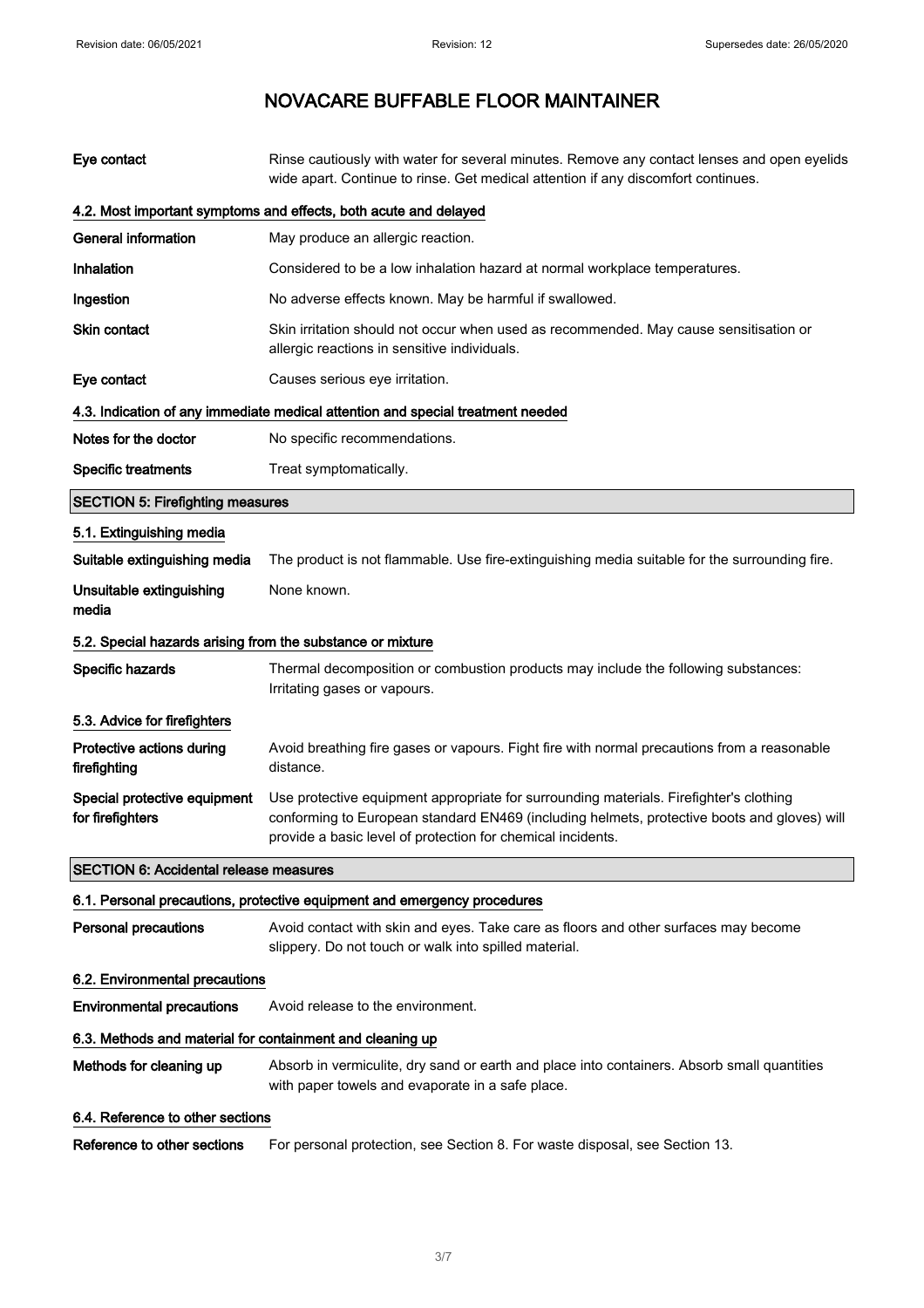| | |
|---|---|
| **Eye contact** | Rinse cautiously with water for several minutes. Remove any contact lenses and open eyelids wide apart. Continue to rinse. Get medical attention if any discomfort continues. |

### 4.2. Most important symptoms and effects, both acute and delayed

| | |
|---|---|
| **General information** | May produce an allergic reaction. |
| **Inhalation** | Considered to be a low inhalation hazard at normal workplace temperatures. |
| **Ingestion** | No adverse effects known. May be harmful if swallowed. |
| **Skin contact** | Skin irritation should not occur when used as recommended. May cause sensitisation or allergic reactions in sensitive individuals. |
| **Eye contact** | Causes serious eye irritation. |

### 4.3. Indication of any immediate medical attention and special treatment needed

| | |
|---|---|
| **Notes for the doctor** | No specific recommendations. |
| **Specific treatments** | Treat symptomatically. |

## SECTION 5: Firefighting measures

### 5.1. Extinguishing media

| | |
|---|---|
| **Suitable extinguishing media** | The product is not flammable. Use fire-extinguishing media suitable for the surrounding fire. |
| **Unsuitable extinguishing media** | None known. |

### 5.2. Special hazards arising from the substance or mixture

| | |
|---|---|
| **Specific hazards** | Thermal decomposition or combustion products may include the following substances: Irritating gases or vapours. |

### 5.3. Advice for firefighters

| | |
|---|---|
| **Protective actions during firefighting** | Avoid breathing fire gases or vapours. Fight fire with normal precautions from a reasonable distance. |
| **Special protective equipment for firefighters** | Use protective equipment appropriate for surrounding materials. Firefighter's clothing conforming to European standard EN469 (including helmets, protective boots and gloves) will provide a basic level of protection for chemical incidents. |

## SECTION 6: Accidental release measures

### 6.1. Personal precautions, protective equipment and emergency procedures

| | |
|---|---|
| **Personal precautions** | Avoid contact with skin and eyes. Take care as floors and other surfaces may become slippery. Do not touch or walk into spilled material. |

### 6.2. Environmental precautions

| | |
|---|---|
| **Environmental precautions** | Avoid release to the environment. |

### 6.3. Methods and material for containment and cleaning up

| | |
|---|---|
| **Methods for cleaning up** | Absorb in vermiculite, dry sand or earth and place into containers. Absorb small quantities with paper towels and evaporate in a safe place. |

### 6.4. Reference to other sections

| | |
|---|---|
| **Reference to other sections** | For personal protection, see Section 8. For waste disposal, see Section 13. |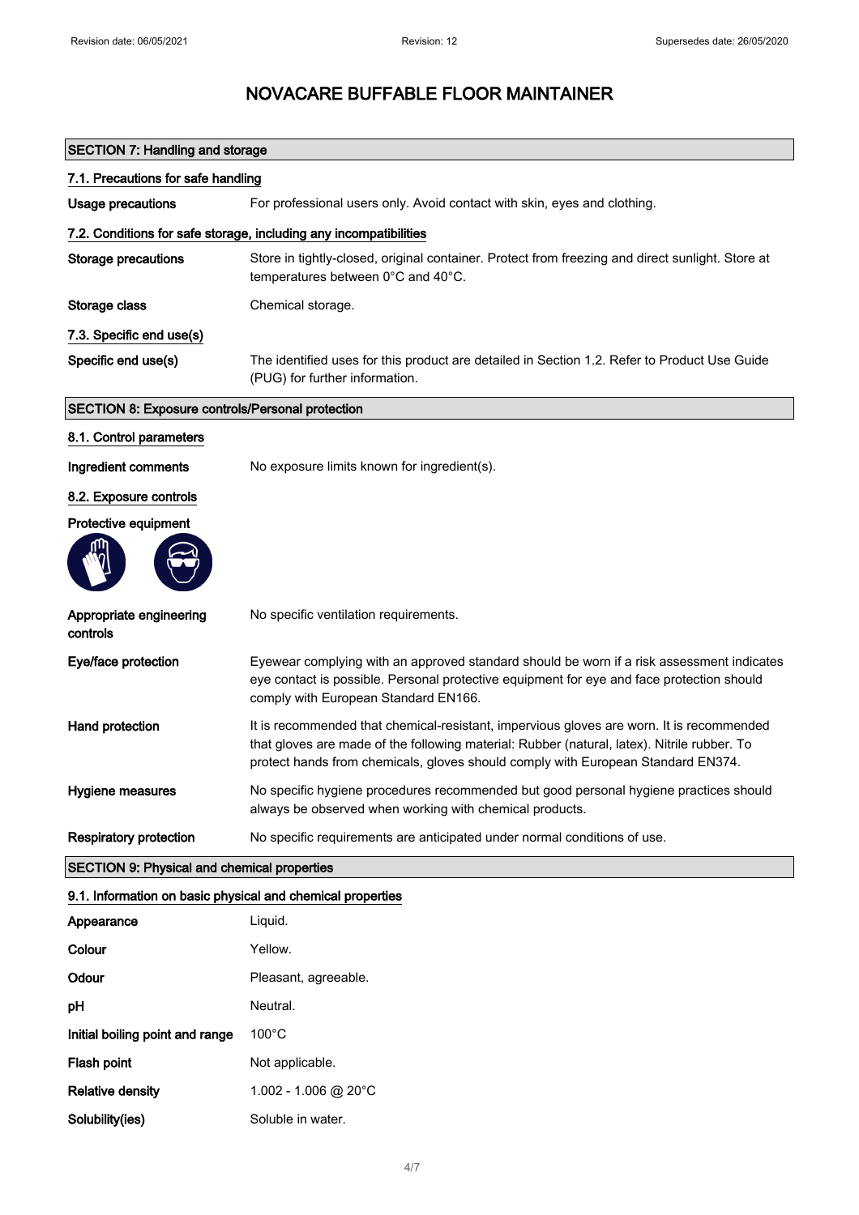# NOVACARE BUFFABLE FLOOR MAINTAINER

## SECTION 7: Handling and storage

### 7.1. Precautions for safe handling

**Usage precautions** For professional users only. Avoid contact with skin, eyes and clothing.

### 7.2. Conditions for safe storage, including any incompatibilities

**Storage precautions** Store in tightly-closed, original container. Protect from freezing and direct sunlight. Store at temperatures between 0°C and 40°C.

**Storage class** Chemical storage.

### 7.3. Specific end use(s)

**Specific end use(s)** The identified uses for this product are detailed in Section 1.2. Refer to Product Use Guide (PUG) for further information.

## SECTION 8: Exposure controls/Personal protection

### 8.1. Control parameters

**Ingredient comments** No exposure limits known for ingredient(s).

### 8.2. Exposure controls

**Protective equipment**

**Appropriate engineering controls** No specific ventilation requirements.

**Eye/face protection** Eyewear complying with an approved standard should be worn if a risk assessment indicates eye contact is possible. Personal protective equipment for eye and face protection should comply with European Standard EN166.

**Hand protection** It is recommended that chemical-resistant, impervious gloves are worn. It is recommended that gloves are made of the following material: Rubber (natural, latex). Nitrile rubber. To protect hands from chemicals, gloves should comply with European Standard EN374.

**Hygiene measures** No specific hygiene procedures recommended but good personal hygiene practices should always be observed when working with chemical products.

**Respiratory protection** No specific requirements are anticipated under normal conditions of use.

## SECTION 9: Physical and chemical properties

### 9.1. Information on basic physical and chemical properties

**Appearance** Liquid.

**Colour** Yellow.

**Odour** Pleasant, agreeable.

**pH** Neutral.

**Initial boiling point and range** 100°C

**Flash point** Not applicable.

**Relative density** 1.002 - 1.006 @ 20°C

**Solubility(ies)** Soluble in water.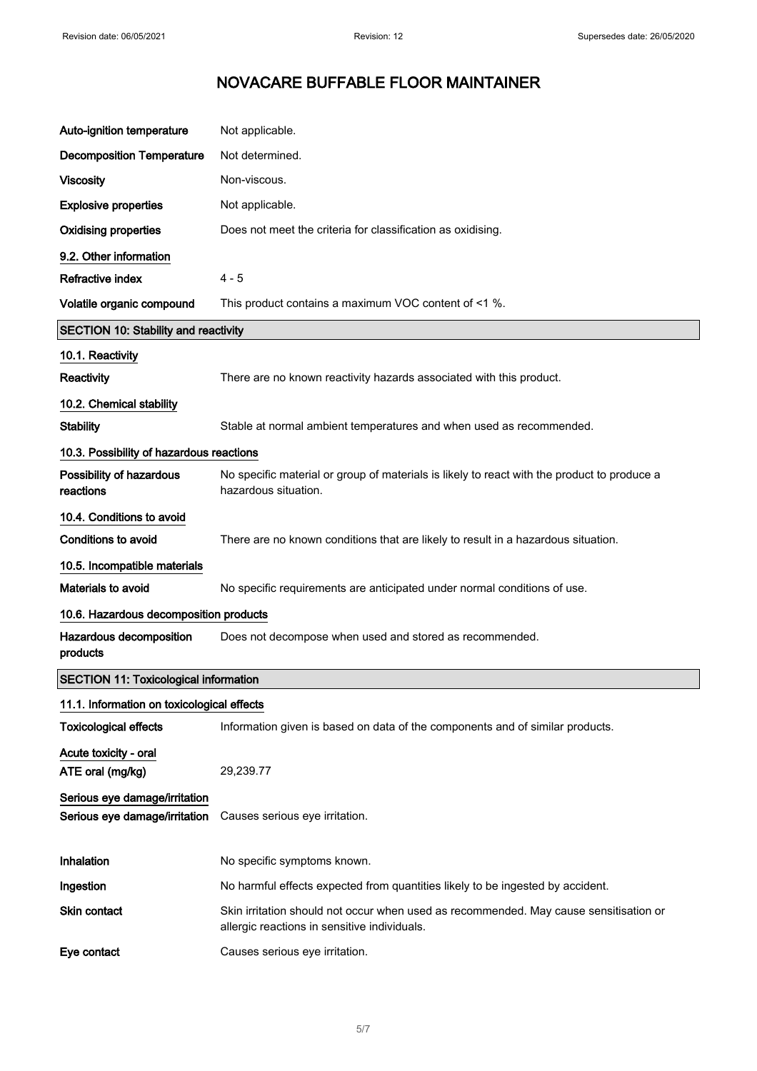# NOVACARE BUFFABLE FLOOR MAINTAINER

| | |
|---|---|
| **Auto-ignition temperature** | Not applicable. |
| **Decomposition Temperature** | Not determined. |
| **Viscosity** | Non-viscous. |
| **Explosive properties** | Not applicable. |
| **Oxidising properties** | Does not meet the criteria for classification as oxidising. |

**9.2. Other information**

| | |
|---|---|
| **Refractive index** | 4 - 5 |
| **Volatile organic compound** | This product contains a maximum VOC content of <1 %. |

## SECTION 10: Stability and reactivity

**10.1. Reactivity**

| | |
|---|---|
| **Reactivity** | There are no known reactivity hazards associated with this product. |

**10.2. Chemical stability**

| | |
|---|---|
| **Stability** | Stable at normal ambient temperatures and when used as recommended. |

**10.3. Possibility of hazardous reactions**

| | |
|---|---|
| **Possibility of hazardous reactions** | No specific material or group of materials is likely to react with the product to produce a hazardous situation. |

**10.4. Conditions to avoid**

| | |
|---|---|
| **Conditions to avoid** | There are no known conditions that are likely to result in a hazardous situation. |

**10.5. Incompatible materials**

| | |
|---|---|
| **Materials to avoid** | No specific requirements are anticipated under normal conditions of use. |

**10.6. Hazardous decomposition products**

| | |
|---|---|
| **Hazardous decomposition products** | Does not decompose when used and stored as recommended. |

## SECTION 11: Toxicological information

**11.1. Information on toxicological effects**

| | |
|---|---|
| **Toxicological effects** | Information given is based on data of the components and of similar products. |

**Acute toxicity - oral**

| | |
|---|---|
| **ATE oral (mg/kg)** | 29,239.77 |

**Serious eye damage/irritation**

| | |
|---|---|
| **Serious eye damage/irritation** | Causes serious eye irritation. |

| | |
|---|---|
| **Inhalation** | No specific symptoms known. |
| **Ingestion** | No harmful effects expected from quantities likely to be ingested by accident. |
| **Skin contact** | Skin irritation should not occur when used as recommended. May cause sensitisation or allergic reactions in sensitive individuals. |
| **Eye contact** | Causes serious eye irritation. |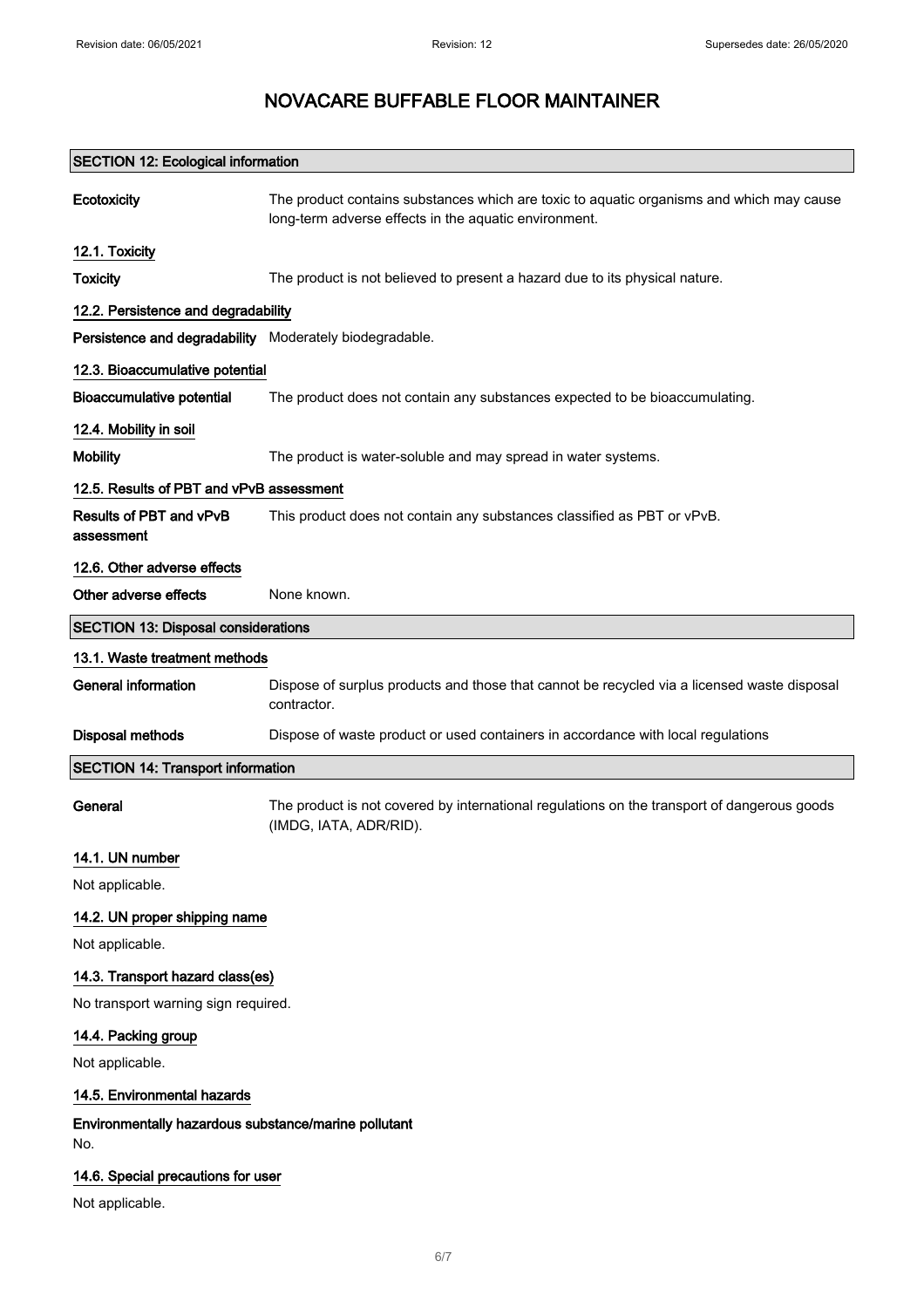# NOVACARE BUFFABLE FLOOR MAINTAINER

## SECTION 12: Ecological information

**Ecotoxicity** The product contains substances which are toxic to aquatic organisms and which may cause long-term adverse effects in the aquatic environment.

### 12.1. Toxicity

**Toxicity** The product is not believed to present a hazard due to its physical nature.

### 12.2. Persistence and degradability

**Persistence and degradability** Moderately biodegradable.

### 12.3. Bioaccumulative potential

**Bioaccumulative potential** The product does not contain any substances expected to be bioaccumulating.

### 12.4. Mobility in soil

**Mobility** The product is water-soluble and may spread in water systems.

### 12.5. Results of PBT and vPvB assessment

**Results of PBT and vPvB assessment** This product does not contain any substances classified as PBT or vPvB.

### 12.6. Other adverse effects

**Other adverse effects** None known.

## SECTION 13: Disposal considerations

### 13.1. Waste treatment methods

**General information** Dispose of surplus products and those that cannot be recycled via a licensed waste disposal contractor.

**Disposal methods** Dispose of waste product or used containers in accordance with local regulations

## SECTION 14: Transport information

**General** The product is not covered by international regulations on the transport of dangerous goods (IMDG, IATA, ADR/RID).

### 14.1. UN number

Not applicable.

### 14.2. UN proper shipping name

Not applicable.

### 14.3. Transport hazard class(es)

No transport warning sign required.

### 14.4. Packing group

Not applicable.

### 14.5. Environmental hazards

**Environmentally hazardous substance/marine pollutant**

No.

### 14.6. Special precautions for user

Not applicable.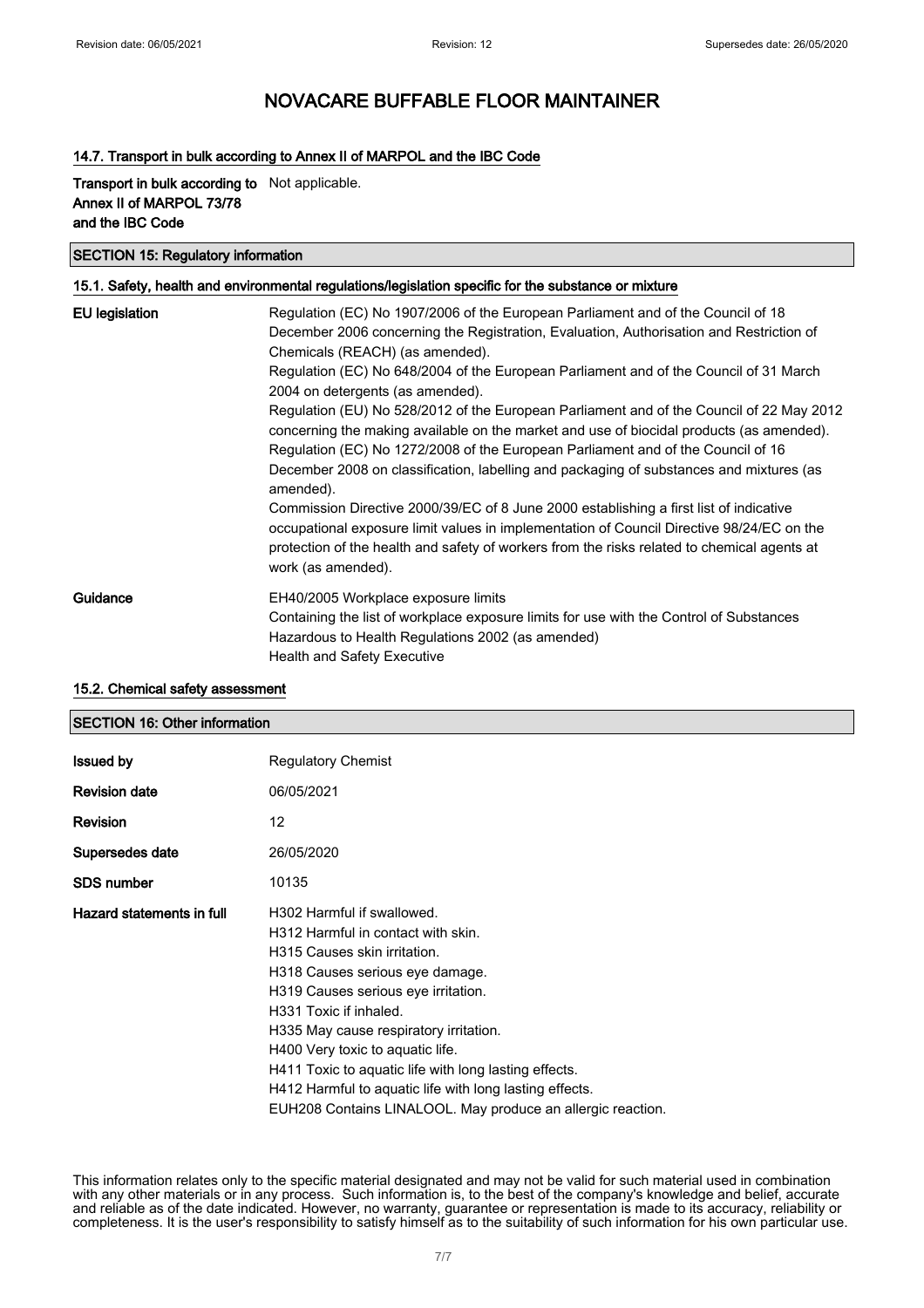# NOVACARE BUFFABLE FLOOR MAINTAINER

### 14.7. Transport in bulk according to Annex II of MARPOL and the IBC Code

**Transport in bulk according to Annex II of MARPOL 73/78 and the IBC Code** Not applicable.

## SECTION 15: Regulatory information

### 15.1. Safety, health and environmental regulations/legislation specific for the substance or mixture

**EU legislation**

Regulation (EC) No 1907/2006 of the European Parliament and of the Council of 18 December 2006 concerning the Registration, Evaluation, Authorisation and Restriction of Chemicals (REACH) (as amended).
Regulation (EC) No 648/2004 of the European Parliament and of the Council of 31 March 2004 on detergents (as amended).
Regulation (EU) No 528/2012 of the European Parliament and of the Council of 22 May 2012 concerning the making available on the market and use of biocidal products (as amended).
Regulation (EC) No 1272/2008 of the European Parliament and of the Council of 16 December 2008 on classification, labelling and packaging of substances and mixtures (as amended).
Commission Directive 2000/39/EC of 8 June 2000 establishing a first list of indicative occupational exposure limit values in implementation of Council Directive 98/24/EC on the protection of the health and safety of workers from the risks related to chemical agents at work (as amended).

**Guidance**

EH40/2005 Workplace exposure limits
Containing the list of workplace exposure limits for use with the Control of Substances Hazardous to Health Regulations 2002 (as amended)
Health and Safety Executive

### 15.2. Chemical safety assessment

## SECTION 16: Other information

**Issued by** Regulatory Chemist

**Revision date** 06/05/2021

**Revision** 12

**Supersedes date** 26/05/2020

**SDS number** 10135

**Hazard statements in full**

H302 Harmful if swallowed.
H312 Harmful in contact with skin.
H315 Causes skin irritation.
H318 Causes serious eye damage.
H319 Causes serious eye irritation.
H331 Toxic if inhaled.
H335 May cause respiratory irritation.
H400 Very toxic to aquatic life.
H411 Toxic to aquatic life with long lasting effects.
H412 Harmful to aquatic life with long lasting effects.
EUH208 Contains LINALOOL. May produce an allergic reaction.

This information relates only to the specific material designated and may not be valid for such material used in combination with any other materials or in any process. Such information is, to the best of the company's knowledge and belief, accurate and reliable as of the date indicated. However, no warranty, guarantee or representation is made to its accuracy, reliability or completeness. It is the user's responsibility to satisfy himself as to the suitability of such information for his own particular use.